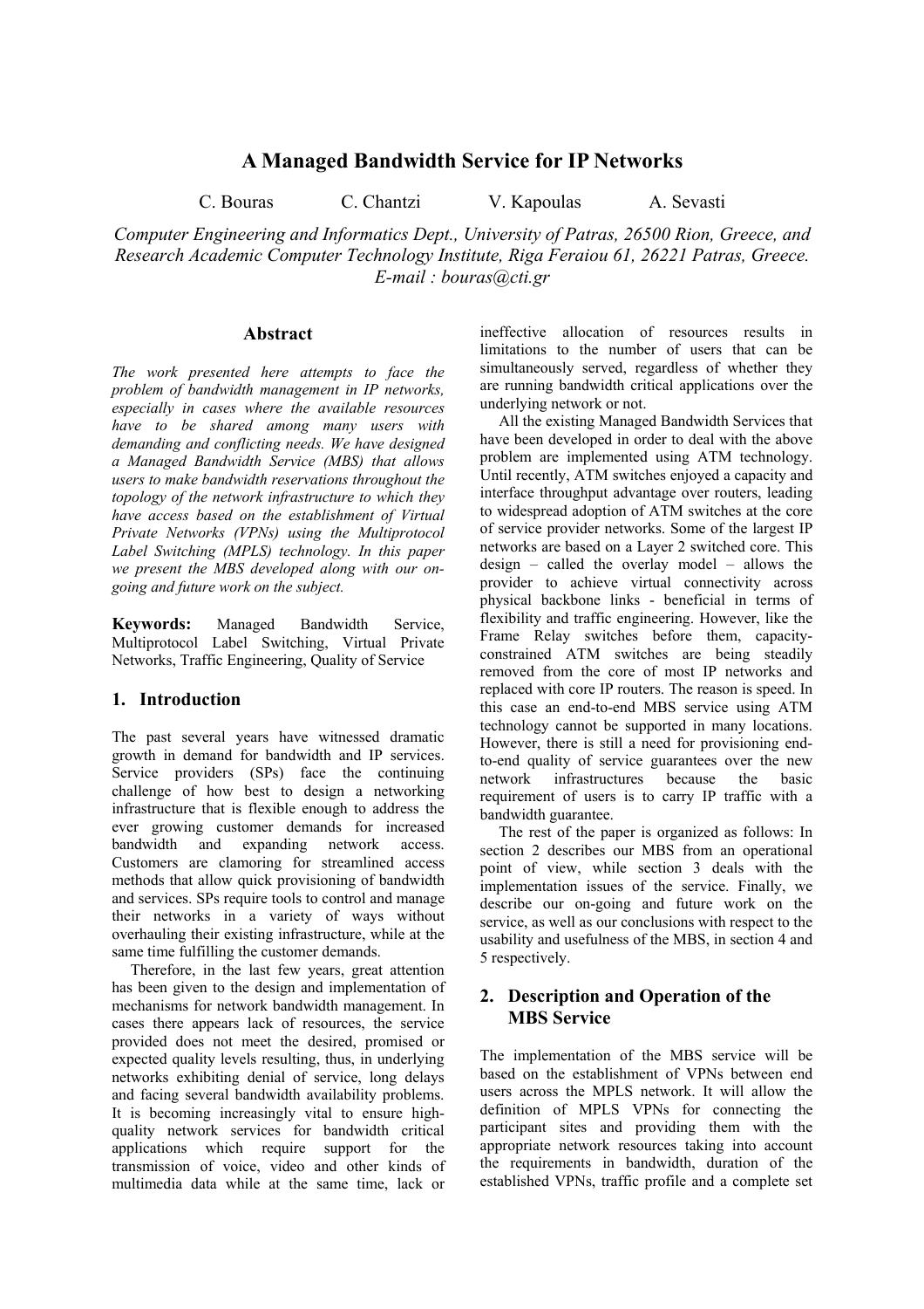# A Managed Bandwidth Service for IP Networks

C. Bouras C. Chantzi V. Kapoulas A. Sevasti

*Computer Engineering and Informatics Dept., University of Patras, 26500 Rion, Greece, and Research Academic Computer Technology Institute, Riga Feraiou 61, 26221 Patras, Greece.*
*E-mail : bouras@cti.gr*

## Abstract

*The work presented here attempts to face the problem of bandwidth management in IP networks, especially in cases where the available resources have to be shared among many users with demanding and conflicting needs. We have designed a Managed Bandwidth Service (MBS) that allows users to make bandwidth reservations throughout the topology of the network infrastructure to which they have access based on the establishment of Virtual Private Networks (VPNs) using the Multiprotocol Label Switching (MPLS) technology. In this paper we present the MBS developed along with our on-going and future work on the subject.*

**Keywords:** Managed Bandwidth Service, Multiprotocol Label Switching, Virtual Private Networks, Traffic Engineering, Quality of Service

## 1. Introduction

The past several years have witnessed dramatic growth in demand for bandwidth and IP services. Service providers (SPs) face the continuing challenge of how best to design a networking infrastructure that is flexible enough to address the ever growing customer demands for increased bandwidth and expanding network access. Customers are clamoring for streamlined access methods that allow quick provisioning of bandwidth and services. SPs require tools to control and manage their networks in a variety of ways without overhauling their existing infrastructure, while at the same time fulfilling the customer demands.

Therefore, in the last few years, great attention has been given to the design and implementation of mechanisms for network bandwidth management. In cases there appears lack of resources, the service provided does not meet the desired, promised or expected quality levels resulting, thus, in underlying networks exhibiting denial of service, long delays and facing several bandwidth availability problems. It is becoming increasingly vital to ensure high-quality network services for bandwidth critical applications which require support for the transmission of voice, video and other kinds of multimedia data while at the same time, lack or ineffective allocation of resources results in limitations to the number of users that can be simultaneously served, regardless of whether they are running bandwidth critical applications over the underlying network or not.

All the existing Managed Bandwidth Services that have been developed in order to deal with the above problem are implemented using ATM technology. Until recently, ATM switches enjoyed a capacity and interface throughput advantage over routers, leading to widespread adoption of ATM switches at the core of service provider networks. Some of the largest IP networks are based on a Layer 2 switched core. This design – called the overlay model – allows the provider to achieve virtual connectivity across physical backbone links - beneficial in terms of flexibility and traffic engineering. However, like the Frame Relay switches before them, capacity-constrained ATM switches are being steadily removed from the core of most IP networks and replaced with core IP routers. The reason is speed. In this case an end-to-end MBS service using ATM technology cannot be supported in many locations. However, there is still a need for provisioning end-to-end quality of service guarantees over the new network infrastructures because the basic requirement of users is to carry IP traffic with a bandwidth guarantee.

The rest of the paper is organized as follows: In section 2 describes our MBS from an operational point of view, while section 3 deals with the implementation issues of the service. Finally, we describe our on-going and future work on the service, as well as our conclusions with respect to the usability and usefulness of the MBS, in section 4 and 5 respectively.

## 2. Description and Operation of the MBS Service

The implementation of the MBS service will be based on the establishment of VPNs between end users across the MPLS network. It will allow the definition of MPLS VPNs for connecting the participant sites and providing them with the appropriate network resources taking into account the requirements in bandwidth, duration of the established VPNs, traffic profile and a complete set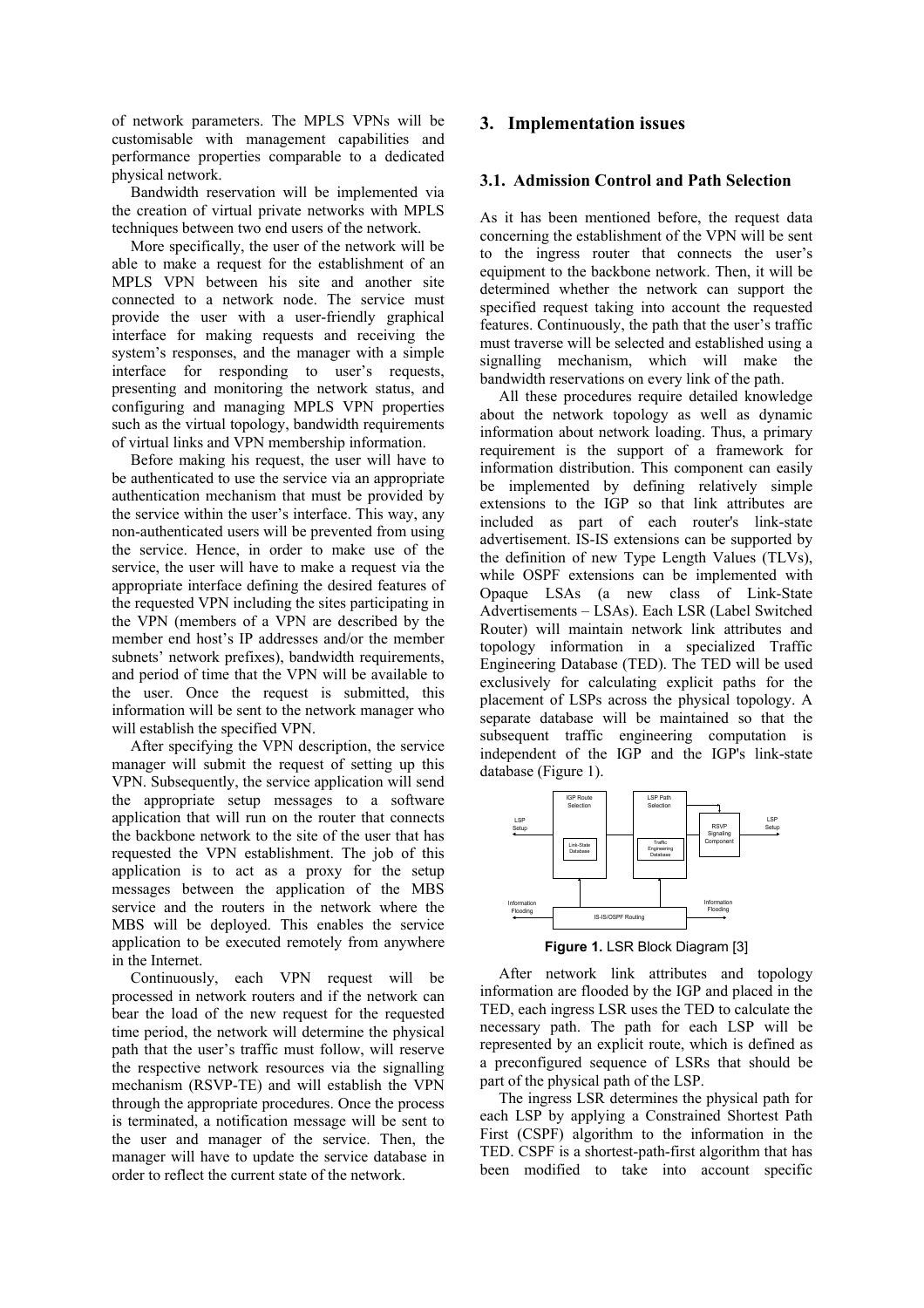of network parameters. The MPLS VPNs will be customisable with management capabilities and performance properties comparable to a dedicated physical network.

Bandwidth reservation will be implemented via the creation of virtual private networks with MPLS techniques between two end users of the network.

More specifically, the user of the network will be able to make a request for the establishment of an MPLS VPN between his site and another site connected to a network node. The service must provide the user with a user-friendly graphical interface for making requests and receiving the system's responses, and the manager with a simple interface for responding to user's requests, presenting and monitoring the network status, and configuring and managing MPLS VPN properties such as the virtual topology, bandwidth requirements of virtual links and VPN membership information.

Before making his request, the user will have to be authenticated to use the service via an appropriate authentication mechanism that must be provided by the service within the user's interface. This way, any non-authenticated users will be prevented from using the service. Hence, in order to make use of the service, the user will have to make a request via the appropriate interface defining the desired features of the requested VPN including the sites participating in the VPN (members of a VPN are described by the member end host's IP addresses and/or the member subnets' network prefixes), bandwidth requirements, and period of time that the VPN will be available to the user. Once the request is submitted, this information will be sent to the network manager who will establish the specified VPN.

After specifying the VPN description, the service manager will submit the request of setting up this VPN. Subsequently, the service application will send the appropriate setup messages to a software application that will run on the router that connects the backbone network to the site of the user that has requested the VPN establishment. The job of this application is to act as a proxy for the setup messages between the application of the MBS service and the routers in the network where the MBS will be deployed. This enables the service application to be executed remotely from anywhere in the Internet.

Continuously, each VPN request will be processed in network routers and if the network can bear the load of the new request for the requested time period, the network will determine the physical path that the user's traffic must follow, will reserve the respective network resources via the signalling mechanism (RSVP-TE) and will establish the VPN through the appropriate procedures. Once the process is terminated, a notification message will be sent to the user and manager of the service. Then, the manager will have to update the service database in order to reflect the current state of the network.

## 3. Implementation issues

### 3.1. Admission Control and Path Selection

As it has been mentioned before, the request data concerning the establishment of the VPN will be sent to the ingress router that connects the user's equipment to the backbone network. Then, it will be determined whether the network can support the specified request taking into account the requested features. Continuously, the path that the user's traffic must traverse will be selected and established using a signalling mechanism, which will make the bandwidth reservations on every link of the path.

All these procedures require detailed knowledge about the network topology as well as dynamic information about network loading. Thus, a primary requirement is the support of a framework for information distribution. This component can easily be implemented by defining relatively simple extensions to the IGP so that link attributes are included as part of each router's link-state advertisement. IS-IS extensions can be supported by the definition of new Type Length Values (TLVs), while OSPF extensions can be implemented with Opaque LSAs (a new class of Link-State Advertisements – LSAs). Each LSR (Label Switched Router) will maintain network link attributes and topology information in a specialized Traffic Engineering Database (TED). The TED will be used exclusively for calculating explicit paths for the placement of LSPs across the physical topology. A separate database will be maintained so that the subsequent traffic engineering computation is independent of the IGP and the IGP's link-state database (Figure 1).

**Figure 1.** LSR Block Diagram [3]

After network link attributes and topology information are flooded by the IGP and placed in the TED, each ingress LSR uses the TED to calculate the necessary path. The path for each LSP will be represented by an explicit route, which is defined as a preconfigured sequence of LSRs that should be part of the physical path of the LSP.

The ingress LSR determines the physical path for each LSP by applying a Constrained Shortest Path First (CSPF) algorithm to the information in the TED. CSPF is a shortest-path-first algorithm that has been modified to take into account specific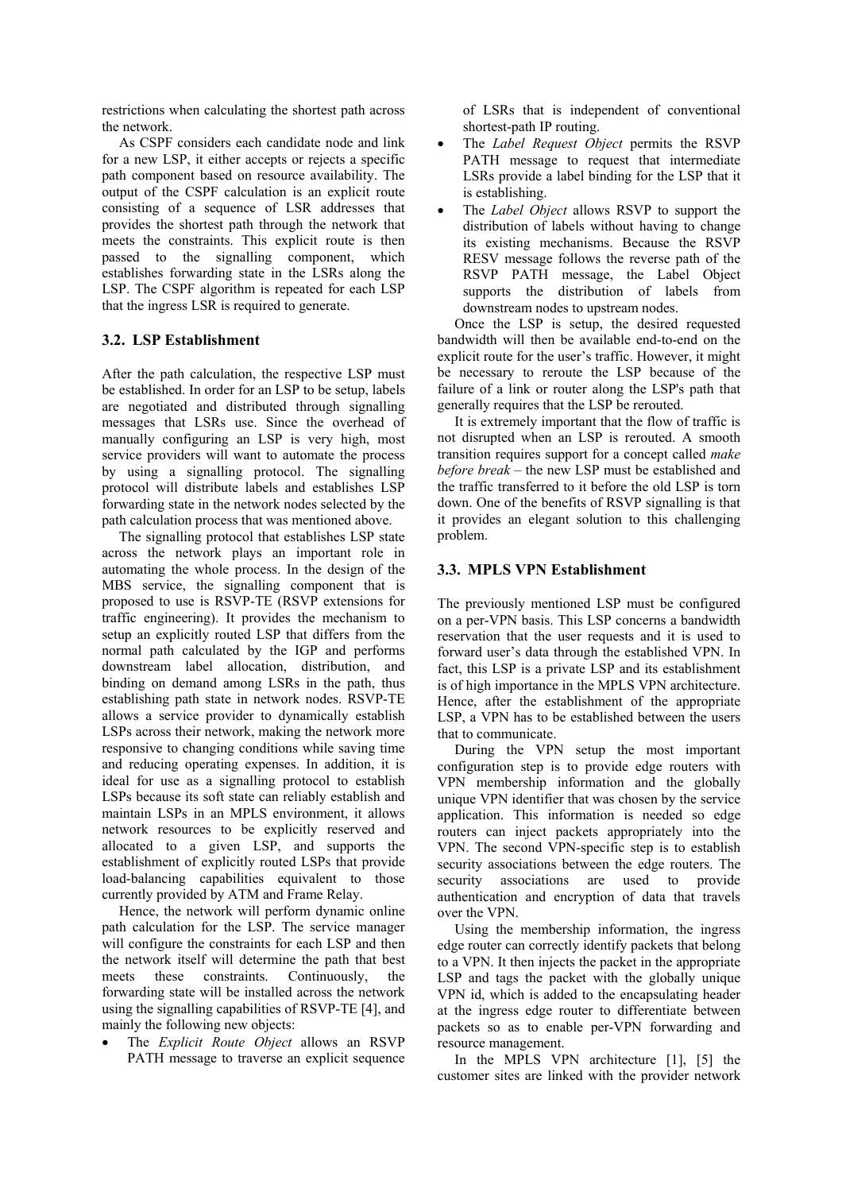restrictions when calculating the shortest path across the network.

As CSPF considers each candidate node and link for a new LSP, it either accepts or rejects a specific path component based on resource availability. The output of the CSPF calculation is an explicit route consisting of a sequence of LSR addresses that provides the shortest path through the network that meets the constraints. This explicit route is then passed to the signalling component, which establishes forwarding state in the LSRs along the LSP. The CSPF algorithm is repeated for each LSP that the ingress LSR is required to generate.

## 3.2. LSP Establishment

After the path calculation, the respective LSP must be established. In order for an LSP to be setup, labels are negotiated and distributed through signalling messages that LSRs use. Since the overhead of manually configuring an LSP is very high, most service providers will want to automate the process by using a signalling protocol. The signalling protocol will distribute labels and establishes LSP forwarding state in the network nodes selected by the path calculation process that was mentioned above.

The signalling protocol that establishes LSP state across the network plays an important role in automating the whole process. In the design of the MBS service, the signalling component that is proposed to use is RSVP-TE (RSVP extensions for traffic engineering). It provides the mechanism to setup an explicitly routed LSP that differs from the normal path calculated by the IGP and performs downstream label allocation, distribution, and binding on demand among LSRs in the path, thus establishing path state in network nodes. RSVP-TE allows a service provider to dynamically establish LSPs across their network, making the network more responsive to changing conditions while saving time and reducing operating expenses. In addition, it is ideal for use as a signalling protocol to establish LSPs because its soft state can reliably establish and maintain LSPs in an MPLS environment, it allows network resources to be explicitly reserved and allocated to a given LSP, and supports the establishment of explicitly routed LSPs that provide load-balancing capabilities equivalent to those currently provided by ATM and Frame Relay.

Hence, the network will perform dynamic online path calculation for the LSP. The service manager will configure the constraints for each LSP and then the network itself will determine the path that best meets these constraints. Continuously, the forwarding state will be installed across the network using the signalling capabilities of RSVP-TE [4], and mainly the following new objects:

- The *Explicit Route Object* allows an RSVP PATH message to traverse an explicit sequence of LSRs that is independent of conventional shortest-path IP routing.
- The *Label Request Object* permits the RSVP PATH message to request that intermediate LSRs provide a label binding for the LSP that it is establishing.
- The *Label Object* allows RSVP to support the distribution of labels without having to change its existing mechanisms. Because the RSVP RESV message follows the reverse path of the RSVP PATH message, the Label Object supports the distribution of labels from downstream nodes to upstream nodes.

Once the LSP is setup, the desired requested bandwidth will then be available end-to-end on the explicit route for the user's traffic. However, it might be necessary to reroute the LSP because of the failure of a link or router along the LSP's path that generally requires that the LSP be rerouted.

It is extremely important that the flow of traffic is not disrupted when an LSP is rerouted. A smooth transition requires support for a concept called *make before break* – the new LSP must be established and the traffic transferred to it before the old LSP is torn down. One of the benefits of RSVP signalling is that it provides an elegant solution to this challenging problem.

## 3.3. MPLS VPN Establishment

The previously mentioned LSP must be configured on a per-VPN basis. This LSP concerns a bandwidth reservation that the user requests and it is used to forward user's data through the established VPN. In fact, this LSP is a private LSP and its establishment is of high importance in the MPLS VPN architecture. Hence, after the establishment of the appropriate LSP, a VPN has to be established between the users that to communicate.

During the VPN setup the most important configuration step is to provide edge routers with VPN membership information and the globally unique VPN identifier that was chosen by the service application. This information is needed so edge routers can inject packets appropriately into the VPN. The second VPN-specific step is to establish security associations between the edge routers. The security associations are used to provide authentication and encryption of data that travels over the VPN.

Using the membership information, the ingress edge router can correctly identify packets that belong to a VPN. It then injects the packet in the appropriate LSP and tags the packet with the globally unique VPN id, which is added to the encapsulating header at the ingress edge router to differentiate between packets so as to enable per-VPN forwarding and resource management.

In the MPLS VPN architecture [1], [5] the customer sites are linked with the provider network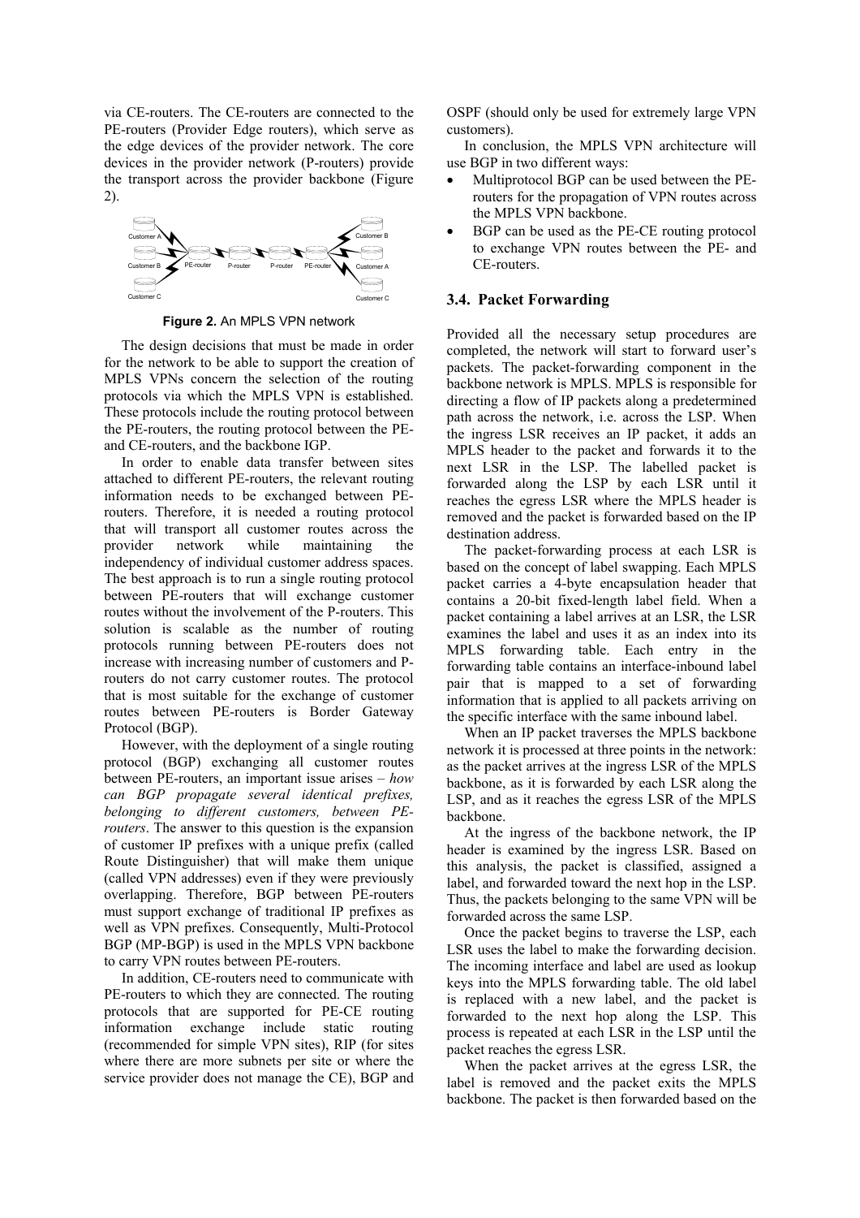via CE-routers. The CE-routers are connected to the PE-routers (Provider Edge routers), which serve as the edge devices of the provider network. The core devices in the provider network (P-routers) provide the transport across the provider backbone (Figure 2).

**Figure 2.** An MPLS VPN network

The design decisions that must be made in order for the network to be able to support the creation of MPLS VPNs concern the selection of the routing protocols via which the MPLS VPN is established. These protocols include the routing protocol between the PE-routers, the routing protocol between the PE- and CE-routers, and the backbone IGP.

In order to enable data transfer between sites attached to different PE-routers, the relevant routing information needs to be exchanged between PE-routers. Therefore, it is needed a routing protocol that will transport all customer routes across the provider network while maintaining the independency of individual customer address spaces. The best approach is to run a single routing protocol between PE-routers that will exchange customer routes without the involvement of the P-routers. This solution is scalable as the number of routing protocols running between PE-routers does not increase with increasing number of customers and P-routers do not carry customer routes. The protocol that is most suitable for the exchange of customer routes between PE-routers is Border Gateway Protocol (BGP).

However, with the deployment of a single routing protocol (BGP) exchanging all customer routes between PE-routers, an important issue arises – *how can BGP propagate several identical prefixes, belonging to different customers, between PE-routers*. The answer to this question is the expansion of customer IP prefixes with a unique prefix (called Route Distinguisher) that will make them unique (called VPN addresses) even if they were previously overlapping. Therefore, BGP between PE-routers must support exchange of traditional IP prefixes as well as VPN prefixes. Consequently, Multi-Protocol BGP (MP-BGP) is used in the MPLS VPN backbone to carry VPN routes between PE-routers.

In addition, CE-routers need to communicate with PE-routers to which they are connected. The routing protocols that are supported for PE-CE routing information exchange include static routing (recommended for simple VPN sites), RIP (for sites where there are more subnets per site or where the service provider does not manage the CE), BGP and OSPF (should only be used for extremely large VPN customers).

In conclusion, the MPLS VPN architecture will use BGP in two different ways:

- Multiprotocol BGP can be used between the PE-routers for the propagation of VPN routes across the MPLS VPN backbone.
- BGP can be used as the PE-CE routing protocol to exchange VPN routes between the PE- and CE-routers.

### 3.4. Packet Forwarding

Provided all the necessary setup procedures are completed, the network will start to forward user's packets. The packet-forwarding component in the backbone network is MPLS. MPLS is responsible for directing a flow of IP packets along a predetermined path across the network, i.e. across the LSP. When the ingress LSR receives an IP packet, it adds an MPLS header to the packet and forwards it to the next LSR in the LSP. The labelled packet is forwarded along the LSP by each LSR until it reaches the egress LSR where the MPLS header is removed and the packet is forwarded based on the IP destination address.

The packet-forwarding process at each LSR is based on the concept of label swapping. Each MPLS packet carries a 4-byte encapsulation header that contains a 20-bit fixed-length label field. When a packet containing a label arrives at an LSR, the LSR examines the label and uses it as an index into its MPLS forwarding table. Each entry in the forwarding table contains an interface-inbound label pair that is mapped to a set of forwarding information that is applied to all packets arriving on the specific interface with the same inbound label.

When an IP packet traverses the MPLS backbone network it is processed at three points in the network: as the packet arrives at the ingress LSR of the MPLS backbone, as it is forwarded by each LSR along the LSP, and as it reaches the egress LSR of the MPLS backbone.

At the ingress of the backbone network, the IP header is examined by the ingress LSR. Based on this analysis, the packet is classified, assigned a label, and forwarded toward the next hop in the LSP. Thus, the packets belonging to the same VPN will be forwarded across the same LSP.

Once the packet begins to traverse the LSP, each LSR uses the label to make the forwarding decision. The incoming interface and label are used as lookup keys into the MPLS forwarding table. The old label is replaced with a new label, and the packet is forwarded to the next hop along the LSP. This process is repeated at each LSR in the LSP until the packet reaches the egress LSR.

When the packet arrives at the egress LSR, the label is removed and the packet exits the MPLS backbone. The packet is then forwarded based on the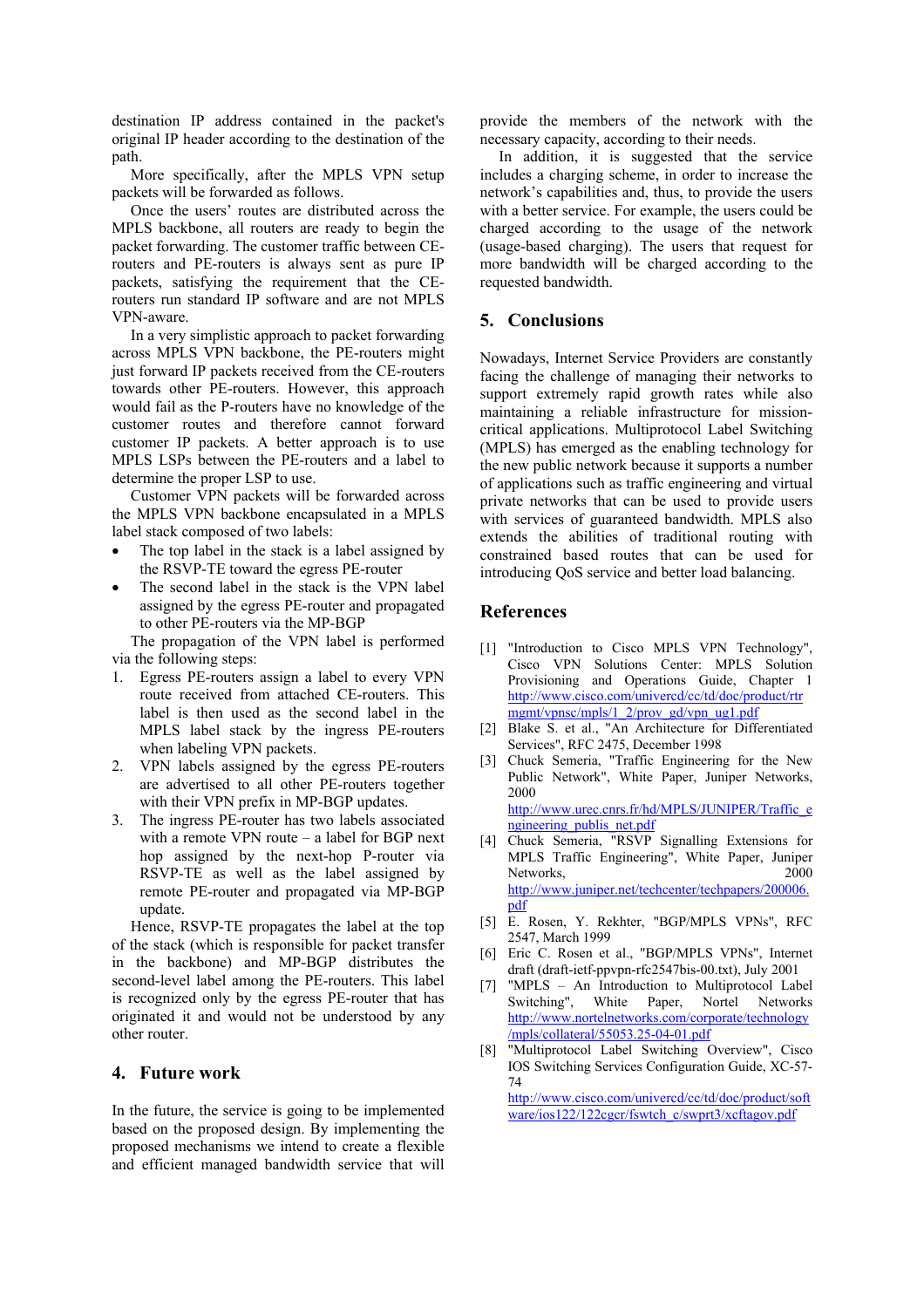destination IP address contained in the packet's original IP header according to the destination of the path.

More specifically, after the MPLS VPN setup packets will be forwarded as follows.

Once the users' routes are distributed across the MPLS backbone, all routers are ready to begin the packet forwarding. The customer traffic between CE-routers and PE-routers is always sent as pure IP packets, satisfying the requirement that the CE-routers run standard IP software and are not MPLS VPN-aware.

In a very simplistic approach to packet forwarding across MPLS VPN backbone, the PE-routers might just forward IP packets received from the CE-routers towards other PE-routers. However, this approach would fail as the P-routers have no knowledge of the customer routes and therefore cannot forward customer IP packets. A better approach is to use MPLS LSPs between the PE-routers and a label to determine the proper LSP to use.

Customer VPN packets will be forwarded across the MPLS VPN backbone encapsulated in a MPLS label stack composed of two labels:

- The top label in the stack is a label assigned by the RSVP-TE toward the egress PE-router
- The second label in the stack is the VPN label assigned by the egress PE-router and propagated to other PE-routers via the MP-BGP

The propagation of the VPN label is performed via the following steps:

1. Egress PE-routers assign a label to every VPN route received from attached CE-routers. This label is then used as the second label in the MPLS label stack by the ingress PE-routers when labeling VPN packets.
2. VPN labels assigned by the egress PE-routers are advertised to all other PE-routers together with their VPN prefix in MP-BGP updates.
3. The ingress PE-router has two labels associated with a remote VPN route – a label for BGP next hop assigned by the next-hop P-router via RSVP-TE as well as the label assigned by remote PE-router and propagated via MP-BGP update.

Hence, RSVP-TE propagates the label at the top of the stack (which is responsible for packet transfer in the backbone) and MP-BGP distributes the second-level label among the PE-routers. This label is recognized only by the egress PE-router that has originated it and would not be understood by any other router.

## 4. Future work

In the future, the service is going to be implemented based on the proposed design. By implementing the proposed mechanisms we intend to create a flexible and efficient managed bandwidth service that will provide the members of the network with the necessary capacity, according to their needs.

In addition, it is suggested that the service includes a charging scheme, in order to increase the network's capabilities and, thus, to provide the users with a better service. For example, the users could be charged according to the usage of the network (usage-based charging). The users that request for more bandwidth will be charged according to the requested bandwidth.

## 5. Conclusions

Nowadays, Internet Service Providers are constantly facing the challenge of managing their networks to support extremely rapid growth rates while also maintaining a reliable infrastructure for mission-critical applications. Multiprotocol Label Switching (MPLS) has emerged as the enabling technology for the new public network because it supports a number of applications such as traffic engineering and virtual private networks that can be used to provide users with services of guaranteed bandwidth. MPLS also extends the abilities of traditional routing with constrained based routes that can be used for introducing QoS service and better load balancing.

## References

[1] "Introduction to Cisco MPLS VPN Technology", Cisco VPN Solutions Center: MPLS Solution Provisioning and Operations Guide, Chapter 1 http://www.cisco.com/univercd/cc/td/doc/product/rtrmgmt/vpnsc/mpls/1_2/prov_gd/vpn_ug1.pdf

[2] Blake S. et al., "An Architecture for Differentiated Services", RFC 2475, December 1998

[3] Chuck Semeria, "Traffic Engineering for the New Public Network", White Paper, Juniper Networks, 2000 http://www.urec.cnrs.fr/hd/MPLS/JUNIPER/Traffic_engineering_publis_net.pdf

[4] Chuck Semeria, "RSVP Signalling Extensions for MPLS Traffic Engineering", White Paper, Juniper Networks, 2000 http://www.juniper.net/techcenter/techpapers/200006.pdf

[5] E. Rosen, Y. Rekhter, "BGP/MPLS VPNs", RFC 2547, March 1999

[6] Eric C. Rosen et al., "BGP/MPLS VPNs", Internet draft (draft-ietf-ppvpn-rfc2547bis-00.txt), July 2001

[7] "MPLS – An Introduction to Multiprotocol Label Switching", White Paper, Nortel Networks http://www.nortelnetworks.com/corporate/technology/mpls/collateral/55053.25-04-01.pdf

[8] "Multiprotocol Label Switching Overview", Cisco IOS Switching Services Configuration Guide, XC-57-74 http://www.cisco.com/univercd/cc/td/doc/product/software/ios122/122cgcr/fswtch_c/swprt3/xcftagov.pdf